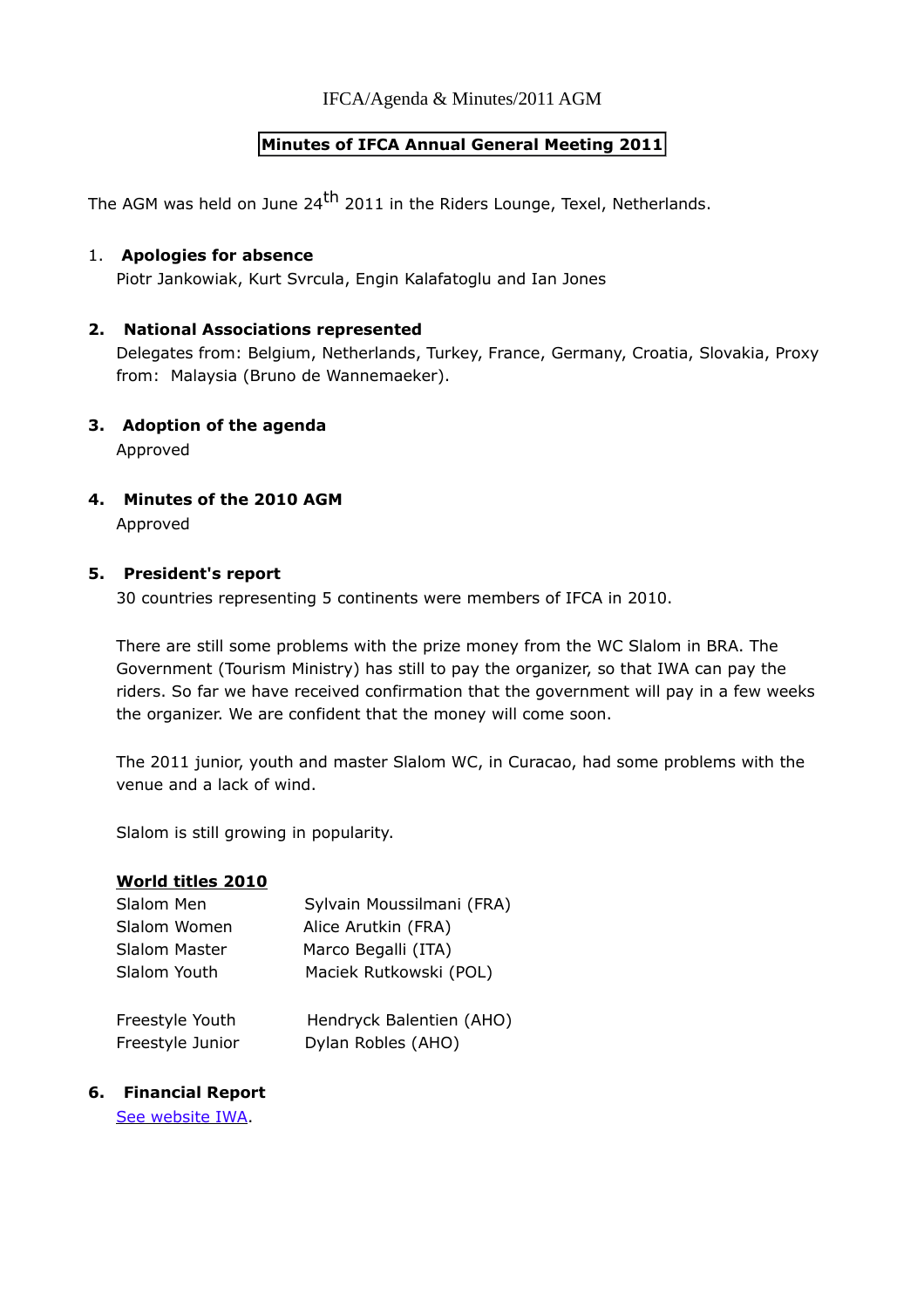IFCA/Agenda & Minutes/2011 AGM

# Minutes of IFCA Annual General Meeting 2011

The AGM was held on June 24th 2011 in the Riders Lounge, Texel, Netherlands.

1. **Apologies for absence**
   Piotr Jankowiak, Kurt Svrcula, Engin Kalafatoglu and Ian Jones

2. **National Associations represented**
   Delegates from: Belgium, Netherlands, Turkey, France, Germany, Croatia, Slovakia, Proxy from: Malaysia (Bruno de Wannemaeker).

3. **Adoption of the agenda**
   Approved

4. **Minutes of the 2010 AGM**
   Approved

5. **President's report**
   30 countries representing 5 continents were members of IFCA in 2010.

   There are still some problems with the prize money from the WC Slalom in BRA. The Government (Tourism Ministry) has still to pay the organizer, so that IWA can pay the riders. So far we have received confirmation that the government will pay in a few weeks the organizer. We are confident that the money will come soon.

   The 2011 junior, youth and master Slalom WC, in Curacao, had some problems with the venue and a lack of wind.

   Slalom is still growing in popularity.

   **World titles 2010**

   | | |
   |---|---|
   | Slalom Men | Sylvain Moussilmani (FRA) |
   | Slalom Women | Alice Arutkin (FRA) |
   | Slalom Master | Marco Begalli (ITA) |
   | Slalom Youth | Maciek Rutkowski (POL) |
   | | |
   | Freestyle Youth | Hendryck Balentien (AHO) |
   | Freestyle Junior | Dylan Robles (AHO) |

6. **Financial Report**
   See website IWA.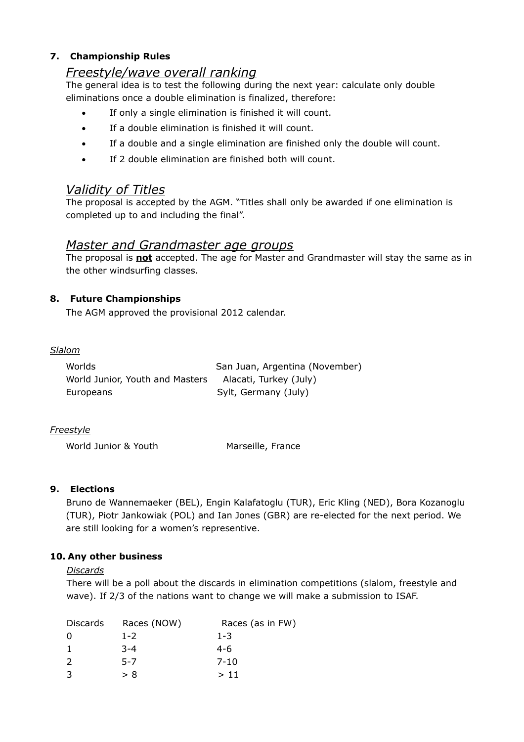### 7. Championship Rules

## *Freestyle/wave overall ranking*

The general idea is to test the following during the next year: calculate only double eliminations once a double elimination is finalized, therefore:

- If only a single elimination is finished it will count.
- If a double elimination is finished it will count.
- If a double and a single elimination are finished only the double will count.
- If 2 double elimination are finished both will count.

## *Validity of Titles*

The proposal is accepted by the AGM. "Titles shall only be awarded if one elimination is completed up to and including the final".

## *Master and Grandmaster age groups*

The proposal is ***not*** accepted. The age for Master and Grandmaster will stay the same as in the other windsurfing classes.

### 8. Future Championships

The AGM approved the provisional 2012 calendar.

*Slalom*

| | |
|---|---|
| Worlds | San Juan, Argentina (November) |
| World Junior, Youth and Masters | Alacati, Turkey (July) |
| Europeans | Sylt, Germany (July) |

*Freestyle*

| | |
|---|---|
| World Junior & Youth | Marseille, France |

### 9. Elections

Bruno de Wannemaeker (BEL), Engin Kalafatoglu (TUR), Eric Kling (NED), Bora Kozanoglu (TUR), Piotr Jankowiak (POL) and Ian Jones (GBR) are re-elected for the next period. We are still looking for a women's representive.

### 10. Any other business

*Discards*

There will be a poll about the discards in elimination competitions (slalom, freestyle and wave). If 2/3 of the nations want to change we will make a submission to ISAF.

| Discards | Races (NOW) | Races (as in FW) |
|---|---|---|
| 0 | 1-2 | 1-3 |
| 1 | 3-4 | 4-6 |
| 2 | 5-7 | 7-10 |
| 3 | > 8 | > 11 |